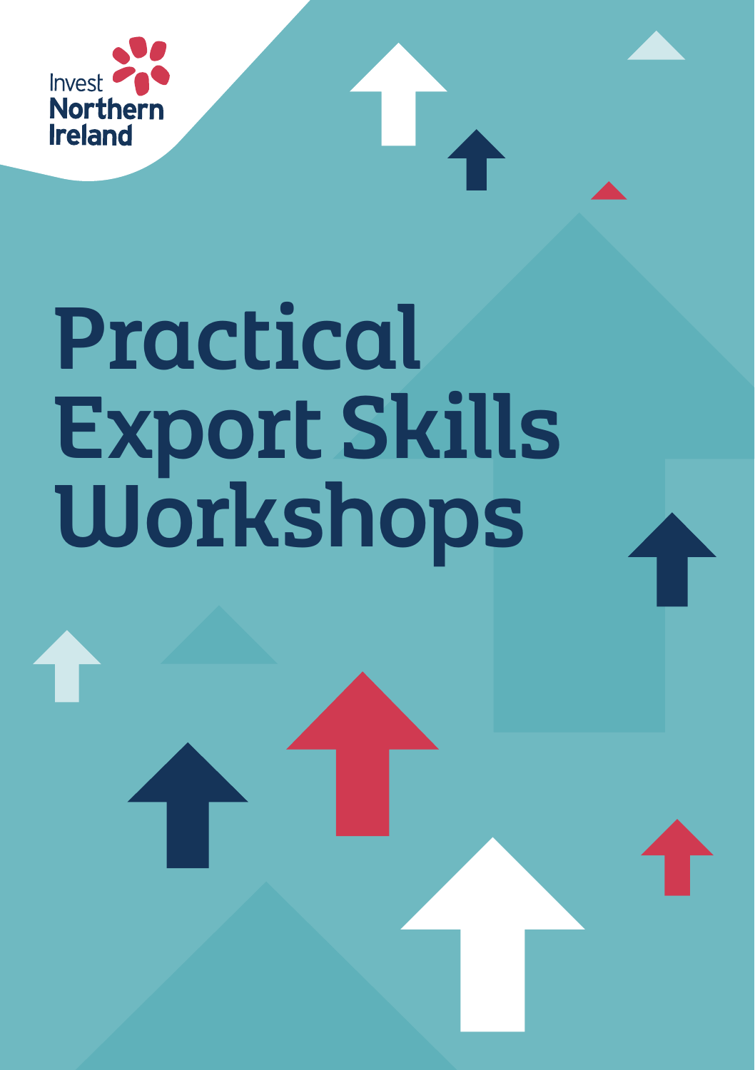Invest Northern Ireland

# Practical Export Skills Workshops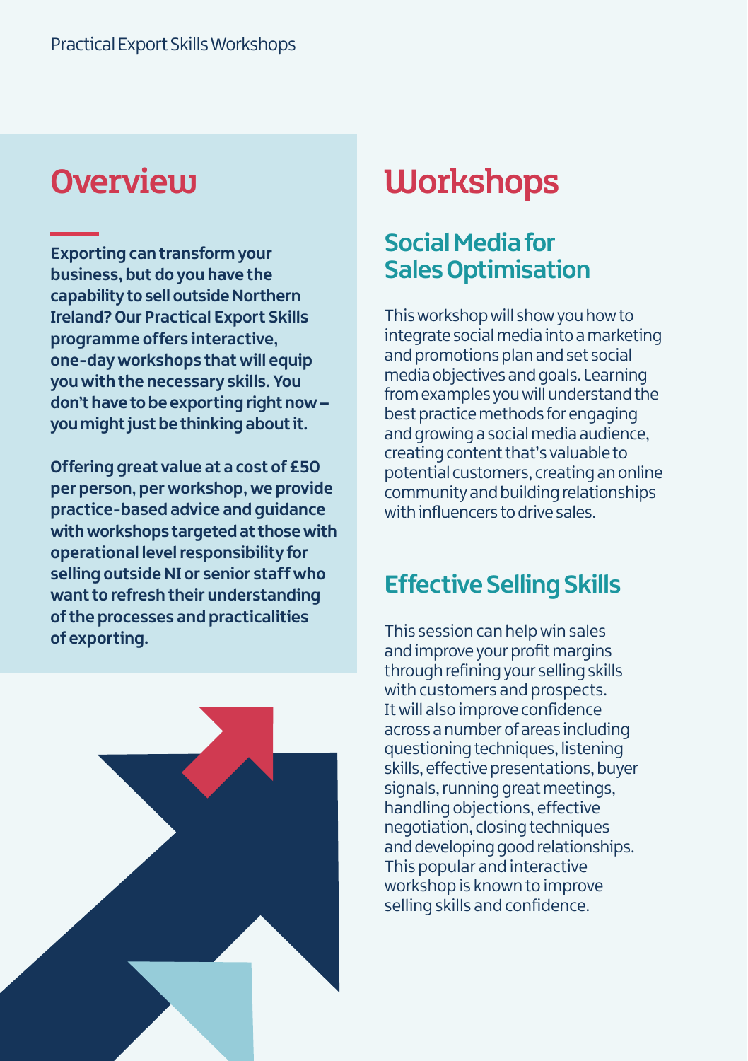## Overview

**Exporting can transform your business, but do you have the capability to sell outside Northern Ireland? Our Practical Export Skills programme offers interactive, one-day workshops that will equip you with the necessary skills. You don't have to be exporting right now – you might just be thinking about it.**

**Offering great value at a cost of £50 per person, per workshop, we provide practice-based advice and guidance with workshops targeted at those with operational level responsibility for selling outside NI or senior staff who want to refresh their understanding of the processes and practicalities of exporting.**

## Workshops

### Social Media for Sales Optimisation

This workshop will show you how to integrate social media into a marketing and promotions plan and set social media objectives and goals. Learning from examples you will understand the best practice methods for engaging and growing a social media audience, creating content that's valuable to potential customers, creating an online community and building relationships with influencers to drive sales.

### Effective Selling Skills

This session can help win sales and improve your profit margins through refining your selling skills with customers and prospects. It will also improve confidence across a number of areas including questioning techniques, listening skills, effective presentations, buyer signals, running great meetings, handling objections, effective negotiation, closing techniques and developing good relationships. This popular and interactive workshop is known to improve selling skills and confidence.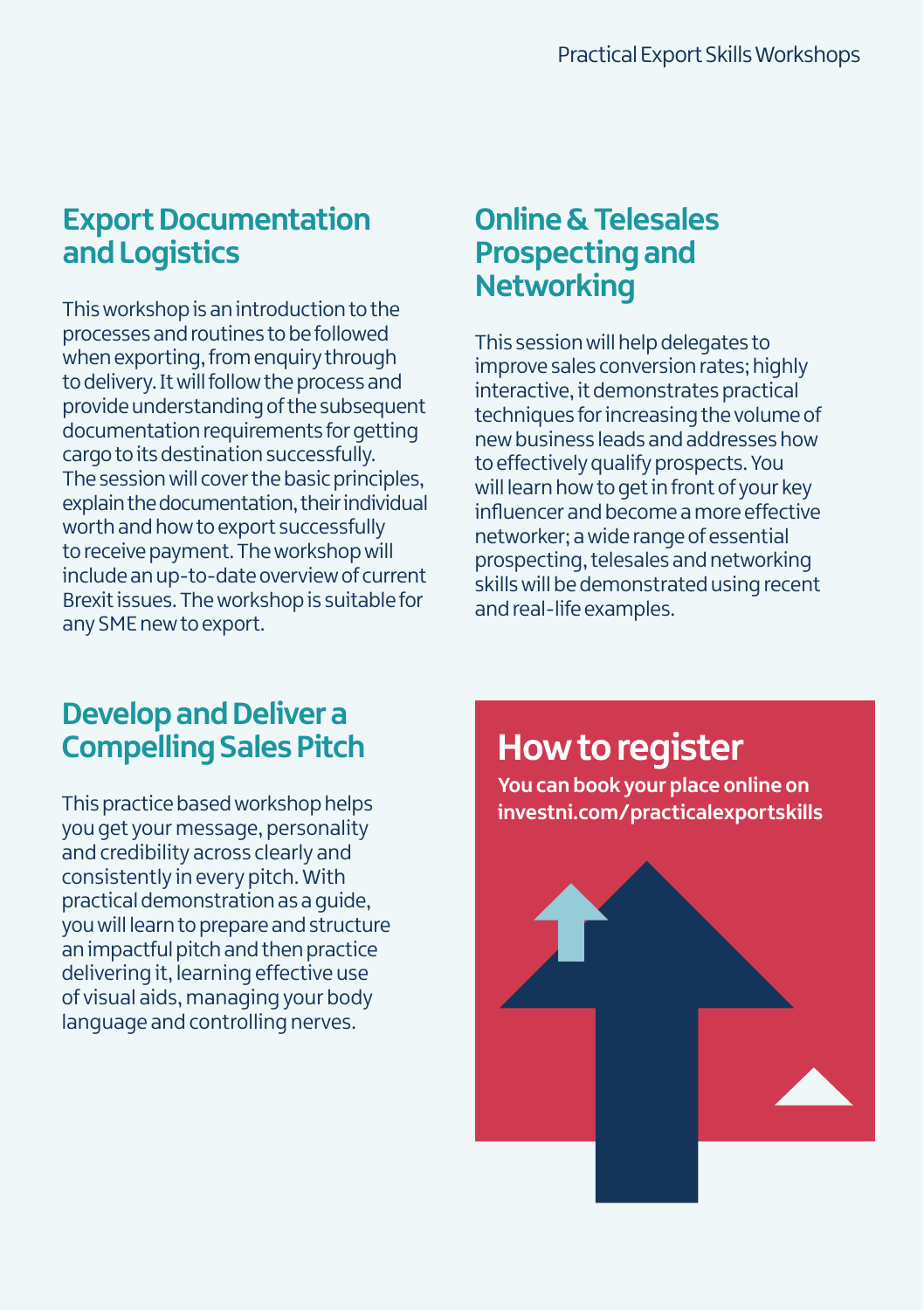## Export Documentation and Logistics

This workshop is an introduction to the processes and routines to be followed when exporting, from enquiry through to delivery. It will follow the process and provide understanding of the subsequent documentation requirements for getting cargo to its destination successfully. The session will cover the basic principles, explain the documentation, their individual worth and how to export successfully to receive payment. The workshop will include an up-to-date overview of current Brexit issues. The workshop is suitable for any SME new to export.

## Online & Telesales Prospecting and Networking

This session will help delegates to improve sales conversion rates; highly interactive, it demonstrates practical techniques for increasing the volume of new business leads and addresses how to effectively qualify prospects. You will learn how to get in front of your key influencer and become a more effective networker; a wide range of essential prospecting, telesales and networking skills will be demonstrated using recent and real-life examples.

## Develop and Deliver a Compelling Sales Pitch

This practice based workshop helps you get your message, personality and credibility across clearly and consistently in every pitch. With practical demonstration as a guide, you will learn to prepare and structure an impactful pitch and then practice delivering it, learning effective use of visual aids, managing your body language and controlling nerves.

## How to register

**You can book your place online on investni.com/practicalexportskills**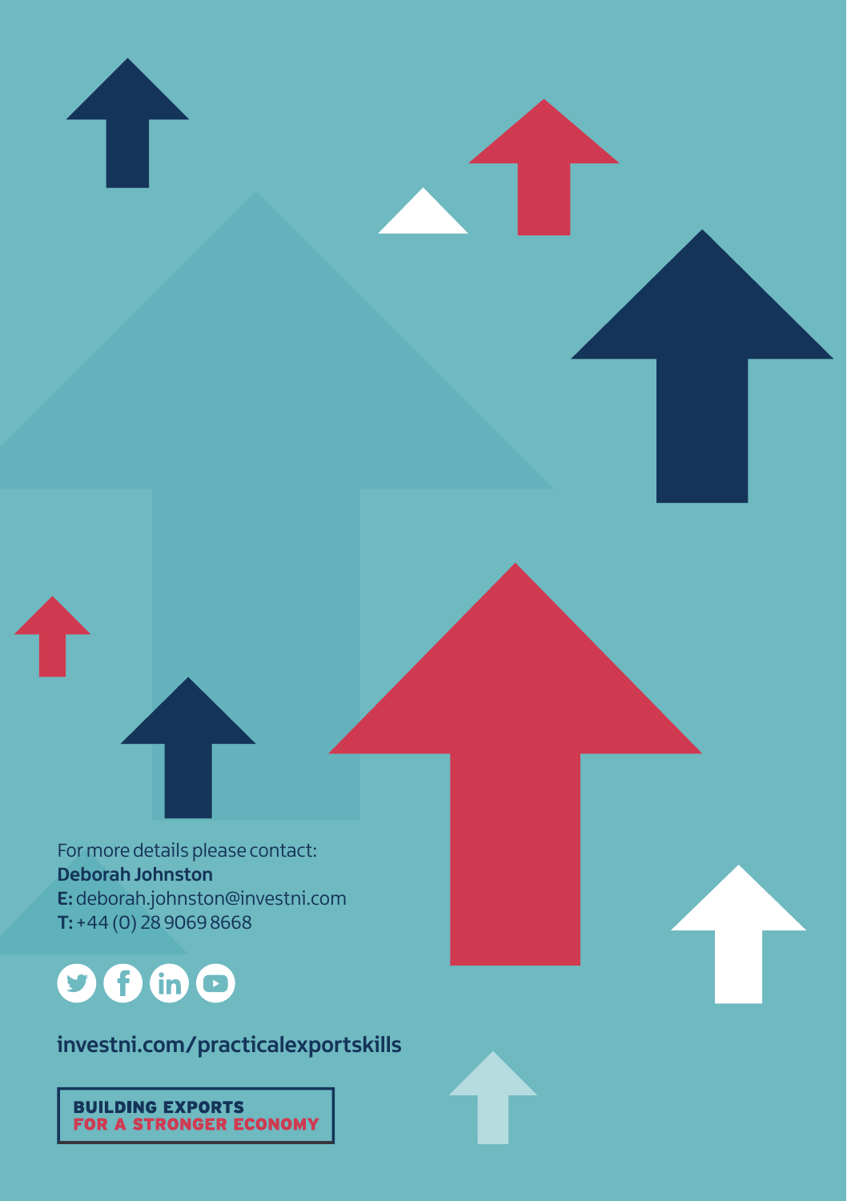For more details please contact:
**Deborah Johnston**
**E:** deborah.johnston@investni.com
**T:** +44 (0) 28 9069 8668

**investni.com/practicalexportskills**

**BUILDING EXPORTS**
**FOR A STRONGER ECONOMY**